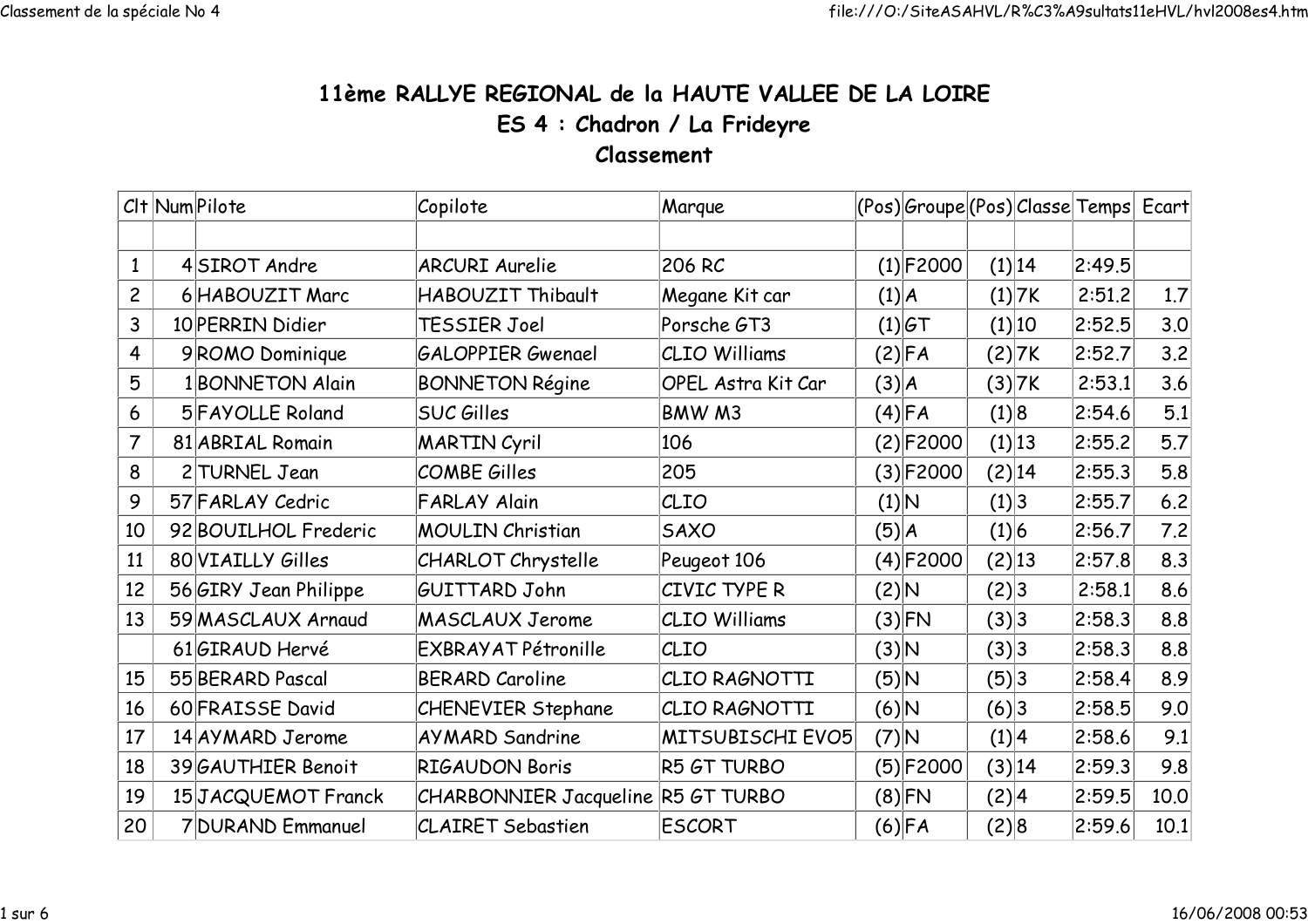# 11ème RALLYE REGIONAL de la HAUTE VALLEE DE LA LOIRE

## ES 4 : Chadron / La Frideyre

## Classement

| Clt | Num | Pilote | Copilote | Marque | (Pos) | Groupe | (Pos) | Classe | Temps | Ecart |
|---|---|---|---|---|---|---|---|---|---|---|
| | | | | | | | | | | |
| 1 | 4 | SIROT Andre | ARCURI Aurelie | 206 RC | (1) | F2000 | (1) | 14 | 2:49.5 | |
| 2 | 6 | HABOUZIT Marc | HABOUZIT Thibault | Megane Kit car | (1) | A | (1) | 7K | 2:51.2 | 1.7 |
| 3 | 10 | PERRIN Didier | TESSIER Joel | Porsche GT3 | (1) | GT | (1) | 10 | 2:52.5 | 3.0 |
| 4 | 9 | ROMO Dominique | GALOPPIER Gwenael | CLIO Williams | (2) | FA | (2) | 7K | 2:52.7 | 3.2 |
| 5 | 1 | BONNETON Alain | BONNETON Régine | OPEL Astra Kit Car | (3) | A | (3) | 7K | 2:53.1 | 3.6 |
| 6 | 5 | FAYOLLE Roland | SUC Gilles | BMW M3 | (4) | FA | (1) | 8 | 2:54.6 | 5.1 |
| 7 | 81 | ABRIAL Romain | MARTIN Cyril | 106 | (2) | F2000 | (1) | 13 | 2:55.2 | 5.7 |
| 8 | 2 | TURNEL Jean | COMBE Gilles | 205 | (3) | F2000 | (2) | 14 | 2:55.3 | 5.8 |
| 9 | 57 | FARLAY Cedric | FARLAY Alain | CLIO | (1) | N | (1) | 3 | 2:55.7 | 6.2 |
| 10 | 92 | BOUILHOL Frederic | MOULIN Christian | SAXO | (5) | A | (1) | 6 | 2:56.7 | 7.2 |
| 11 | 80 | VIAILLY Gilles | CHARLOT Chrystelle | Peugeot 106 | (4) | F2000 | (2) | 13 | 2:57.8 | 8.3 |
| 12 | 56 | GIRY Jean Philippe | GUITTARD John | CIVIC TYPE R | (2) | N | (2) | 3 | 2:58.1 | 8.6 |
| 13 | 59 | MASCLAUX Arnaud | MASCLAUX Jerome | CLIO Williams | (3) | FN | (3) | 3 | 2:58.3 | 8.8 |
| | 61 | GIRAUD Hervé | EXBRAYAT Pétronille | CLIO | (3) | N | (3) | 3 | 2:58.3 | 8.8 |
| 15 | 55 | BERARD Pascal | BERARD Caroline | CLIO RAGNOTTI | (5) | N | (5) | 3 | 2:58.4 | 8.9 |
| 16 | 60 | FRAISSE David | CHENEVIER Stephane | CLIO RAGNOTTI | (6) | N | (6) | 3 | 2:58.5 | 9.0 |
| 17 | 14 | AYMARD Jerome | AYMARD Sandrine | MITSUBISCHI EVO5 | (7) | N | (1) | 4 | 2:58.6 | 9.1 |
| 18 | 39 | GAUTHIER Benoit | RIGAUDON Boris | R5 GT TURBO | (5) | F2000 | (3) | 14 | 2:59.3 | 9.8 |
| 19 | 15 | JACQUEMOT Franck | CHARBONNIER Jacqueline | R5 GT TURBO | (8) | FN | (2) | 4 | 2:59.5 | 10.0 |
| 20 | 7 | DURAND Emmanuel | CLAIRET Sebastien | ESCORT | (6) | FA | (2) | 8 | 2:59.6 | 10.1 |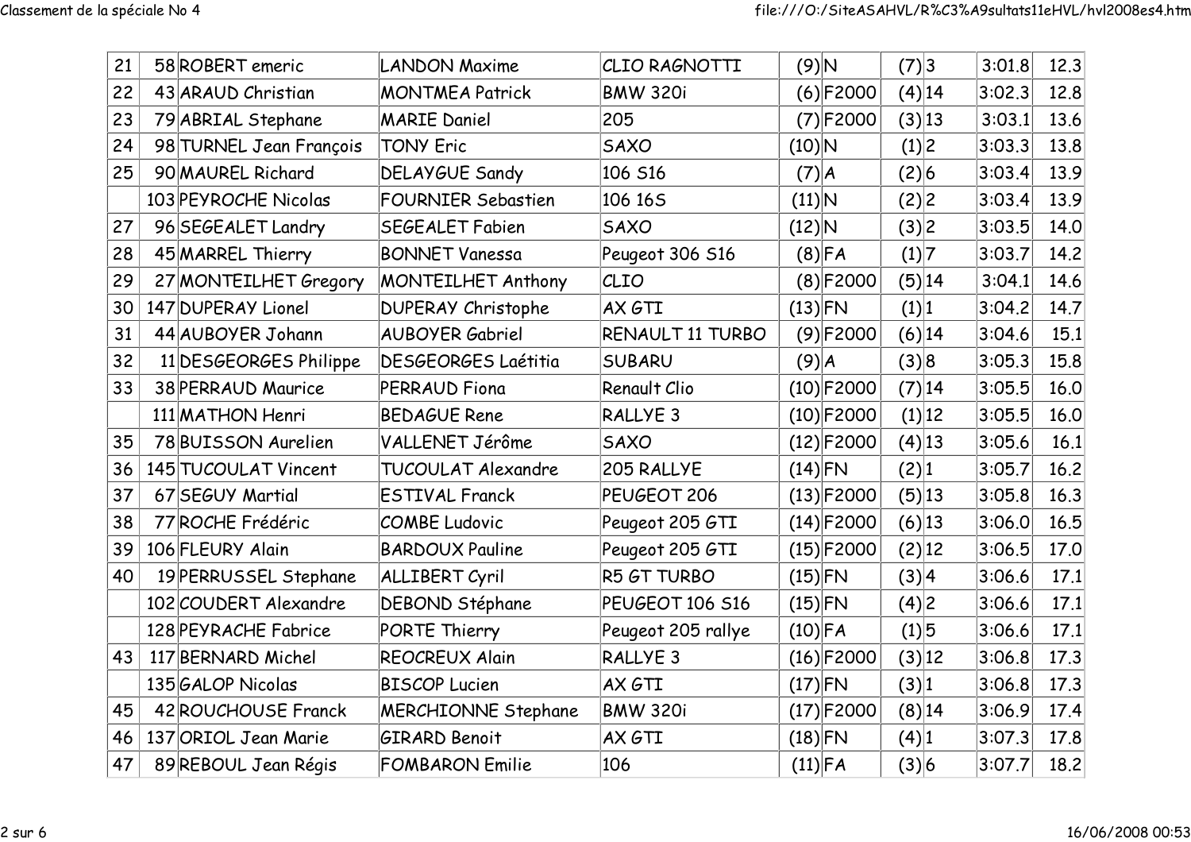| | | | | | | | | | | | |
|---|---|---|---|---|---|---|---|---|---|---|---|
| 21 | 58 | ROBERT emeric | LANDON Maxime | CLIO RAGNOTTI | (9) | N | (7) | 3 | | 3:01.8 | 12.3 |
| 22 | 43 | ARAUD Christian | MONTMEA Patrick | BMW 320i | (6) | F2000 | (4) | 14 | | 3:02.3 | 12.8 |
| 23 | 79 | ABRIAL Stephane | MARIE Daniel | 205 | (7) | F2000 | (3) | 13 | | 3:03.1 | 13.6 |
| 24 | 98 | TURNEL Jean François | TONY Eric | SAXO | (10) | N | (1) | 2 | | 3:03.3 | 13.8 |
| 25 | 90 | MAUREL Richard | DELAYGUE Sandy | 106 S16 | (7) | A | (2) | 6 | | 3:03.4 | 13.9 |
| | 103 | PEYROCHE Nicolas | FOURNIER Sebastien | 106 16S | (11) | N | (2) | 2 | | 3:03.4 | 13.9 |
| 27 | 96 | SEGEALET Landry | SEGEALET Fabien | SAXO | (12) | N | (3) | 2 | | 3:03.5 | 14.0 |
| 28 | 45 | MARREL Thierry | BONNET Vanessa | Peugeot 306 S16 | (8) | FA | (1) | 7 | | 3:03.7 | 14.2 |
| 29 | 27 | MONTEILHET Gregory | MONTEILHET Anthony | CLIO | (8) | F2000 | (5) | 14 | | 3:04.1 | 14.6 |
| 30 | 147 | DUPERAY Lionel | DUPERAY Christophe | AX GTI | (13) | FN | (1) | 1 | | 3:04.2 | 14.7 |
| 31 | 44 | AUBOYER Johann | AUBOYER Gabriel | RENAULT 11 TURBO | (9) | F2000 | (6) | 14 | | 3:04.6 | 15.1 |
| 32 | 11 | DESGEORGES Philippe | DESGEORGES Laétitia | SUBARU | (9) | A | (3) | 8 | | 3:05.3 | 15.8 |
| 33 | 38 | PERRAUD Maurice | PERRAUD Fiona | Renault Clio | (10) | F2000 | (7) | 14 | | 3:05.5 | 16.0 |
| | 111 | MATHON Henri | BEDAGUE Rene | RALLYE 3 | (10) | F2000 | (1) | 12 | | 3:05.5 | 16.0 |
| 35 | 78 | BUISSON Aurelien | VALLENET Jérôme | SAXO | (12) | F2000 | (4) | 13 | | 3:05.6 | 16.1 |
| 36 | 145 | TUCOULAT Vincent | TUCOULAT Alexandre | 205 RALLYE | (14) | FN | (2) | 1 | | 3:05.7 | 16.2 |
| 37 | 67 | SEGUY Martial | ESTIVAL Franck | PEUGEOT 206 | (13) | F2000 | (5) | 13 | | 3:05.8 | 16.3 |
| 38 | 77 | ROCHE Frédéric | COMBE Ludovic | Peugeot 205 GTI | (14) | F2000 | (6) | 13 | | 3:06.0 | 16.5 |
| 39 | 106 | FLEURY Alain | BARDOUX Pauline | Peugeot 205 GTI | (15) | F2000 | (2) | 12 | | 3:06.5 | 17.0 |
| 40 | 19 | PERRUSSEL Stephane | ALLIBERT Cyril | R5 GT TURBO | (15) | FN | (3) | 4 | | 3:06.6 | 17.1 |
| | 102 | COUDERT Alexandre | DEBOND Stéphane | PEUGEOT 106 S16 | (15) | FN | (4) | 2 | | 3:06.6 | 17.1 |
| | 128 | PEYRACHE Fabrice | PORTE Thierry | Peugeot 205 rallye | (10) | FA | (1) | 5 | | 3:06.6 | 17.1 |
| 43 | 117 | BERNARD Michel | REOCREUX Alain | RALLYE 3 | (16) | F2000 | (3) | 12 | | 3:06.8 | 17.3 |
| | 135 | GALOP Nicolas | BISCOP Lucien | AX GTI | (17) | FN | (3) | 1 | | 3:06.8 | 17.3 |
| 45 | 42 | ROUCHOUSE Franck | MERCHIONNE Stephane | BMW 320i | (17) | F2000 | (8) | 14 | | 3:06.9 | 17.4 |
| 46 | 137 | ORIOL Jean Marie | GIRARD Benoit | AX GTI | (18) | FN | (4) | 1 | | 3:07.3 | 17.8 |
| 47 | 89 | REBOUL Jean Régis | FOMBARON Emilie | 106 | (11) | FA | (3) | 6 | | 3:07.7 | 18.2 |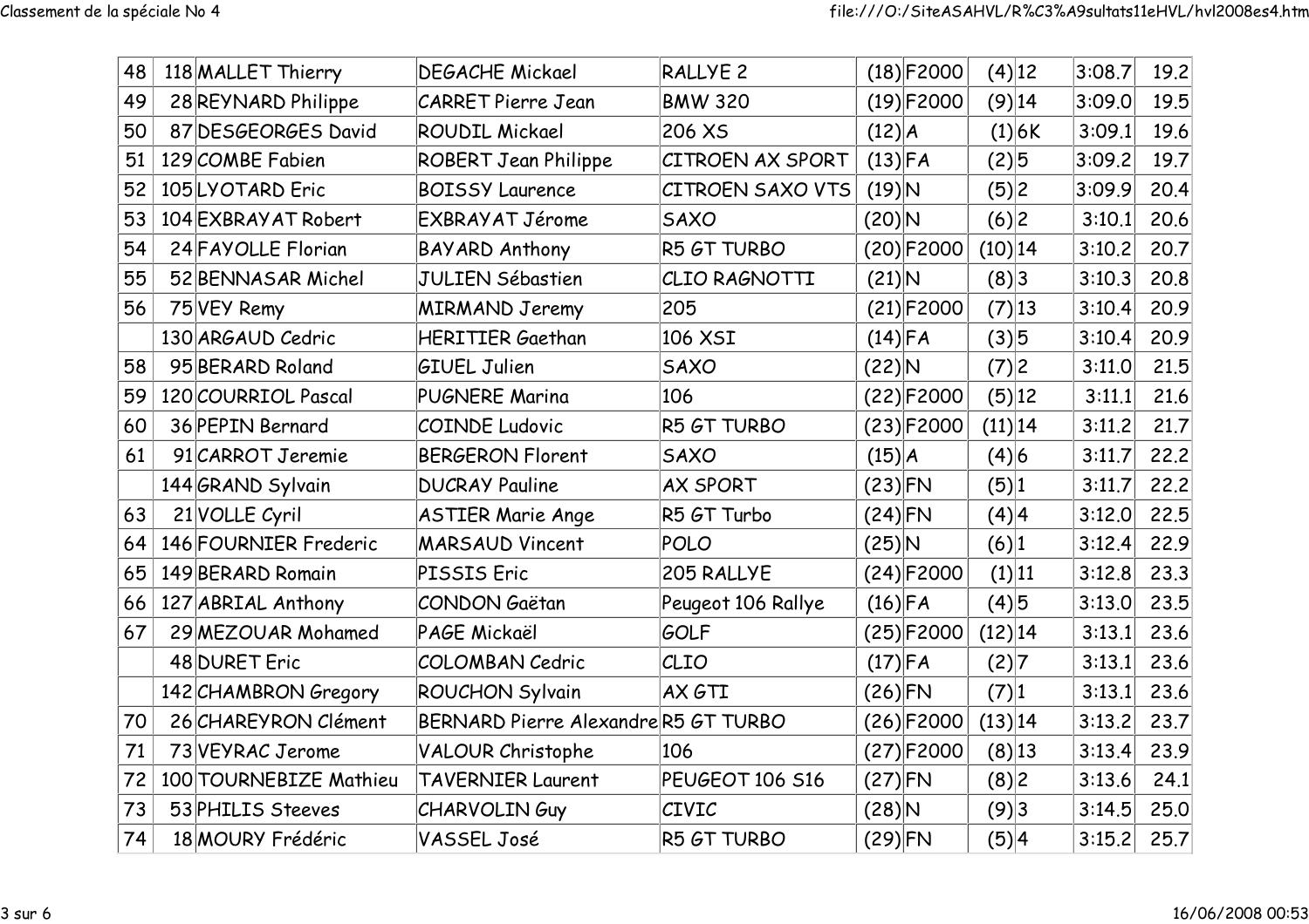| | | | | | | | | | | |
|---|---|---|---|---|---|---|---|---|---|---|
| 48 | 118 | MALLET Thierry | DEGACHE Mickael | RALLYE 2 | (18) | F2000 | (4) | 12 | 3:08.7 | 19.2 |
| 49 | 28 | REYNARD Philippe | CARRET Pierre Jean | BMW 320 | (19) | F2000 | (9) | 14 | 3:09.0 | 19.5 |
| 50 | 87 | DESGEORGES David | ROUDIL Mickael | 206 XS | (12) | A | (1) | 6K | 3:09.1 | 19.6 |
| 51 | 129 | COMBE Fabien | ROBERT Jean Philippe | CITROEN AX SPORT | (13) | FA | (2) | 5 | 3:09.2 | 19.7 |
| 52 | 105 | LYOTARD Eric | BOISSY Laurence | CITROEN SAXO VTS | (19) | N | (5) | 2 | 3:09.9 | 20.4 |
| 53 | 104 | EXBRAYAT Robert | EXBRAYAT Jérome | SAXO | (20) | N | (6) | 2 | 3:10.1 | 20.6 |
| 54 | 24 | FAYOLLE Florian | BAYARD Anthony | R5 GT TURBO | (20) | F2000 | (10) | 14 | 3:10.2 | 20.7 |
| 55 | 52 | BENNASAR Michel | JULIEN Sébastien | CLIO RAGNOTTI | (21) | N | (8) | 3 | 3:10.3 | 20.8 |
| 56 | 75 | VEY Remy | MIRMAND Jeremy | 205 | (21) | F2000 | (7) | 13 | 3:10.4 | 20.9 |
| | 130 | ARGAUD Cedric | HERITIER Gaethan | 106 XSI | (14) | FA | (3) | 5 | 3:10.4 | 20.9 |
| 58 | 95 | BERARD Roland | GIUEL Julien | SAXO | (22) | N | (7) | 2 | 3:11.0 | 21.5 |
| 59 | 120 | COURRIOL Pascal | PUGNERE Marina | 106 | (22) | F2000 | (5) | 12 | 3:11.1 | 21.6 |
| 60 | 36 | PEPIN Bernard | COINDE Ludovic | R5 GT TURBO | (23) | F2000 | (11) | 14 | 3:11.2 | 21.7 |
| 61 | 91 | CARROT Jeremie | BERGERON Florent | SAXO | (15) | A | (4) | 6 | 3:11.7 | 22.2 |
| | 144 | GRAND Sylvain | DUCRAY Pauline | AX SPORT | (23) | FN | (5) | 1 | 3:11.7 | 22.2 |
| 63 | 21 | VOLLE Cyril | ASTIER Marie Ange | R5 GT Turbo | (24) | FN | (4) | 4 | 3:12.0 | 22.5 |
| 64 | 146 | FOURNIER Frederic | MARSAUD Vincent | POLO | (25) | N | (6) | 1 | 3:12.4 | 22.9 |
| 65 | 149 | BERARD Romain | PISSIS Eric | 205 RALLYE | (24) | F2000 | (1) | 11 | 3:12.8 | 23.3 |
| 66 | 127 | ABRIAL Anthony | CONDON Gaëtan | Peugeot 106 Rallye | (16) | FA | (4) | 5 | 3:13.0 | 23.5 |
| 67 | 29 | MEZOUAR Mohamed | PAGE Mickaël | GOLF | (25) | F2000 | (12) | 14 | 3:13.1 | 23.6 |
| | 48 | DURET Eric | COLOMBAN Cedric | CLIO | (17) | FA | (2) | 7 | 3:13.1 | 23.6 |
| | 142 | CHAMBRON Gregory | ROUCHON Sylvain | AX GTI | (26) | FN | (7) | 1 | 3:13.1 | 23.6 |
| 70 | 26 | CHAREYRON Clément | BERNARD Pierre Alexandre | R5 GT TURBO | (26) | F2000 | (13) | 14 | 3:13.2 | 23.7 |
| 71 | 73 | VEYRAC Jerome | VALOUR Christophe | 106 | (27) | F2000 | (8) | 13 | 3:13.4 | 23.9 |
| 72 | 100 | TOURNEBIZE Mathieu | TAVERNIER Laurent | PEUGEOT 106 S16 | (27) | FN | (8) | 2 | 3:13.6 | 24.1 |
| 73 | 53 | PHILIS Steeves | CHARVOLIN Guy | CIVIC | (28) | N | (9) | 3 | 3:14.5 | 25.0 |
| 74 | 18 | MOURY Frédéric | VASSEL José | R5 GT TURBO | (29) | FN | (5) | 4 | 3:15.2 | 25.7 |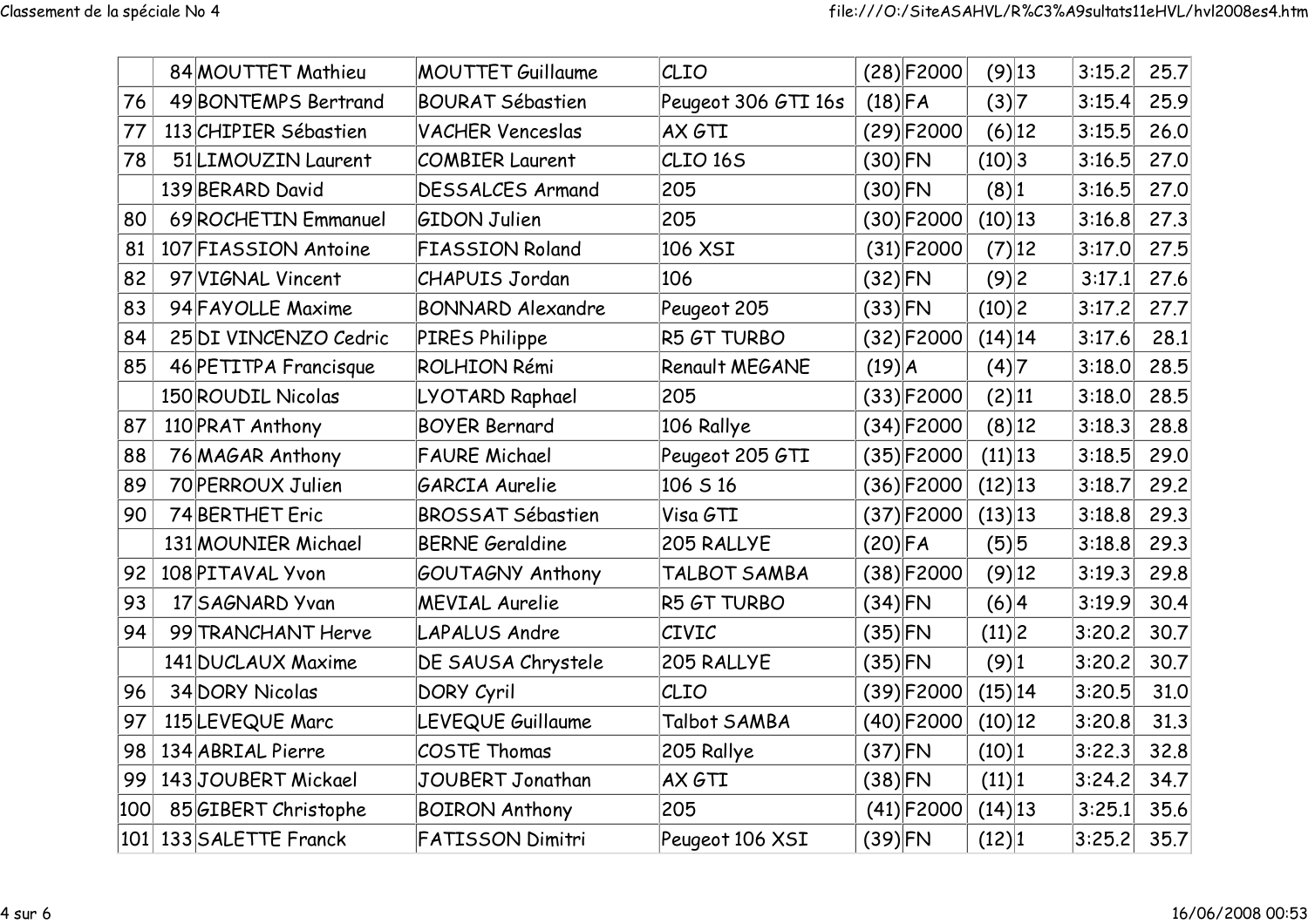|  |  |  |  |  |  |  |  |  |  |  |  |
|---|---|---|---|---|---|---|---|---|---|---|---|
|  | 84 | MOUTTET Mathieu | MOUTTET Guillaume | CLIO | (28) | F2000 | (9) | 13 |  | 3:15.2 | 25.7 |
| 76 | 49 | BONTEMPS Bertrand | BOURAT Sébastien | Peugeot 306 GTI 16s | (18) | FA | (3) | 7 |  | 3:15.4 | 25.9 |
| 77 | 113 | CHIPIER Sébastien | VACHER Venceslas | AX GTI | (29) | F2000 | (6) | 12 |  | 3:15.5 | 26.0 |
| 78 | 51 | LIMOUZIN Laurent | COMBIER Laurent | CLIO 16S | (30) | FN | (10) | 3 |  | 3:16.5 | 27.0 |
|  | 139 | BERARD David | DESSALCES Armand | 205 | (30) | FN | (8) | 1 |  | 3:16.5 | 27.0 |
| 80 | 69 | ROCHETIN Emmanuel | GIDON Julien | 205 | (30) | F2000 | (10) | 13 |  | 3:16.8 | 27.3 |
| 81 | 107 | FIASSION Antoine | FIASSION Roland | 106 XSI | (31) | F2000 | (7) | 12 |  | 3:17.0 | 27.5 |
| 82 | 97 | VIGNAL Vincent | CHAPUIS Jordan | 106 | (32) | FN | (9) | 2 |  | 3:17.1 | 27.6 |
| 83 | 94 | FAYOLLE Maxime | BONNARD Alexandre | Peugeot 205 | (33) | FN | (10) | 2 |  | 3:17.2 | 27.7 |
| 84 | 25 | DI VINCENZO Cedric | PIRES Philippe | R5 GT TURBO | (32) | F2000 | (14) | 14 |  | 3:17.6 | 28.1 |
| 85 | 46 | PETITPA Francisque | ROLHION Rémi | Renault MEGANE | (19) | A | (4) | 7 |  | 3:18.0 | 28.5 |
|  | 150 | ROUDIL Nicolas | LYOTARD Raphael | 205 | (33) | F2000 | (2) | 11 |  | 3:18.0 | 28.5 |
| 87 | 110 | PRAT Anthony | BOYER Bernard | 106 Rallye | (34) | F2000 | (8) | 12 |  | 3:18.3 | 28.8 |
| 88 | 76 | MAGAR Anthony | FAURE Michael | Peugeot 205 GTI | (35) | F2000 | (11) | 13 |  | 3:18.5 | 29.0 |
| 89 | 70 | PERROUX Julien | GARCIA Aurelie | 106 S 16 | (36) | F2000 | (12) | 13 |  | 3:18.7 | 29.2 |
| 90 | 74 | BERTHET Eric | BROSSAT Sébastien | Visa GTI | (37) | F2000 | (13) | 13 |  | 3:18.8 | 29.3 |
|  | 131 | MOUNIER Michael | BERNE Geraldine | 205 RALLYE | (20) | FA | (5) | 5 |  | 3:18.8 | 29.3 |
| 92 | 108 | PITAVAL Yvon | GOUTAGNY Anthony | TALBOT SAMBA | (38) | F2000 | (9) | 12 |  | 3:19.3 | 29.8 |
| 93 | 17 | SAGNARD Yvan | MEVIAL Aurelie | R5 GT TURBO | (34) | FN | (6) | 4 |  | 3:19.9 | 30.4 |
| 94 | 99 | TRANCHANT Herve | LAPALUS Andre | CIVIC | (35) | FN | (11) | 2 |  | 3:20.2 | 30.7 |
|  | 141 | DUCLAUX Maxime | DE SAUSA Chrystele | 205 RALLYE | (35) | FN | (9) | 1 |  | 3:20.2 | 30.7 |
| 96 | 34 | DORY Nicolas | DORY Cyril | CLIO | (39) | F2000 | (15) | 14 |  | 3:20.5 | 31.0 |
| 97 | 115 | LEVEQUE Marc | LEVEQUE Guillaume | Talbot SAMBA | (40) | F2000 | (10) | 12 |  | 3:20.8 | 31.3 |
| 98 | 134 | ABRIAL Pierre | COSTE Thomas | 205 Rallye | (37) | FN | (10) | 1 |  | 3:22.3 | 32.8 |
| 99 | 143 | JOUBERT Mickael | JOUBERT Jonathan | AX GTI | (38) | FN | (11) | 1 |  | 3:24.2 | 34.7 |
| 100 | 85 | GIBERT Christophe | BOIRON Anthony | 205 | (41) | F2000 | (14) | 13 |  | 3:25.1 | 35.6 |
| 101 | 133 | SALETTE Franck | FATISSON Dimitri | Peugeot 106 XSI | (39) | FN | (12) | 1 |  | 3:25.2 | 35.7 |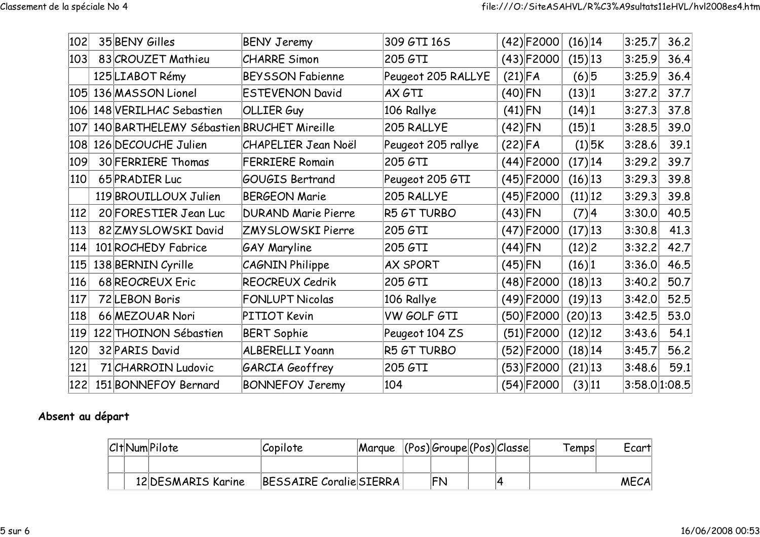| Clt | Num | Pilote | Copilote | Marque | (Pos) | Groupe | (Pos) | Classe | Temps | Ecart |
|---|---|---|---|---|---|---|---|---|---|---|
| 102 | 35 | BENY Gilles | BENY Jeremy | 309 GTI 16S | (42) | F2000 | (16) | 14 | 3:25.7 | 36.2 |
| 103 | 83 | CROUZET Mathieu | CHARRE Simon | 205 GTI | (43) | F2000 | (15) | 13 | 3:25.9 | 36.4 |
| | 125 | LIABOT Rémy | BEYSSON Fabienne | Peugeot 205 RALLYE | (21) | FA | (6) | 5 | 3:25.9 | 36.4 |
| 105 | 136 | MASSON Lionel | ESTEVENON David | AX GTI | (40) | FN | (13) | 1 | 3:27.2 | 37.7 |
| 106 | 148 | VERILHAC Sebastien | OLLIER Guy | 106 Rallye | (41) | FN | (14) | 1 | 3:27.3 | 37.8 |
| 107 | 140 | BARTHELEMY Sébastien | BRUCHET Mireille | 205 RALLYE | (42) | FN | (15) | 1 | 3:28.5 | 39.0 |
| 108 | 126 | DECOUCHE Julien | CHAPELIER Jean Noël | Peugeot 205 rallye | (22) | FA | (1) | 5K | 3:28.6 | 39.1 |
| 109 | 30 | FERRIERE Thomas | FERRIERE Romain | 205 GTI | (44) | F2000 | (17) | 14 | 3:29.2 | 39.7 |
| 110 | 65 | PRADIER Luc | GOUGIS Bertrand | Peugeot 205 GTI | (45) | F2000 | (16) | 13 | 3:29.3 | 39.8 |
| | 119 | BROUILLOUX Julien | BERGEON Marie | 205 RALLYE | (45) | F2000 | (11) | 12 | 3:29.3 | 39.8 |
| 112 | 20 | FORESTIER Jean Luc | DURAND Marie Pierre | R5 GT TURBO | (43) | FN | (7) | 4 | 3:30.0 | 40.5 |
| 113 | 82 | ZMYSLOWSKI David | ZMYSLOWSKI Pierre | 205 GTI | (47) | F2000 | (17) | 13 | 3:30.8 | 41.3 |
| 114 | 101 | ROCHEDY Fabrice | GAY Maryline | 205 GTI | (44) | FN | (12) | 2 | 3:32.2 | 42.7 |
| 115 | 138 | BERNIN Cyrille | CAGNIN Philippe | AX SPORT | (45) | FN | (16) | 1 | 3:36.0 | 46.5 |
| 116 | 68 | REOCREUX Eric | REOCREUX Cedrik | 205 GTI | (48) | F2000 | (18) | 13 | 3:40.2 | 50.7 |
| 117 | 72 | LEBON Boris | FONLUPT Nicolas | 106 Rallye | (49) | F2000 | (19) | 13 | 3:42.0 | 52.5 |
| 118 | 66 | MEZOUAR Nori | PITIOT Kevin | VW GOLF GTI | (50) | F2000 | (20) | 13 | 3:42.5 | 53.0 |
| 119 | 122 | THOINON Sébastien | BERT Sophie | Peugeot 104 ZS | (51) | F2000 | (12) | 12 | 3:43.6 | 54.1 |
| 120 | 32 | PARIS David | ALBERELLI Yoann | R5 GT TURBO | (52) | F2000 | (18) | 14 | 3:45.7 | 56.2 |
| 121 | 71 | CHARROIN Ludovic | GARCIA Geoffrey | 205 GTI | (53) | F2000 | (21) | 13 | 3:48.6 | 59.1 |
| 122 | 151 | BONNEFOY Bernard | BONNEFOY Jeremy | 104 | (54) | F2000 | (3) | 11 | 3:58.0 | 1:08.5 |

**Absent au départ**

| Clt | Num | Pilote | Copilote | Marque | (Pos) | Groupe | (Pos) | Classe | Temps | Ecart |
|---|---|---|---|---|---|---|---|---|---|---|
| | | | | | | | | | | |
| | 12 | DESMARIS Karine | BESSAIRE Coralie | SIERRA | | FN | | 4 | | MECA |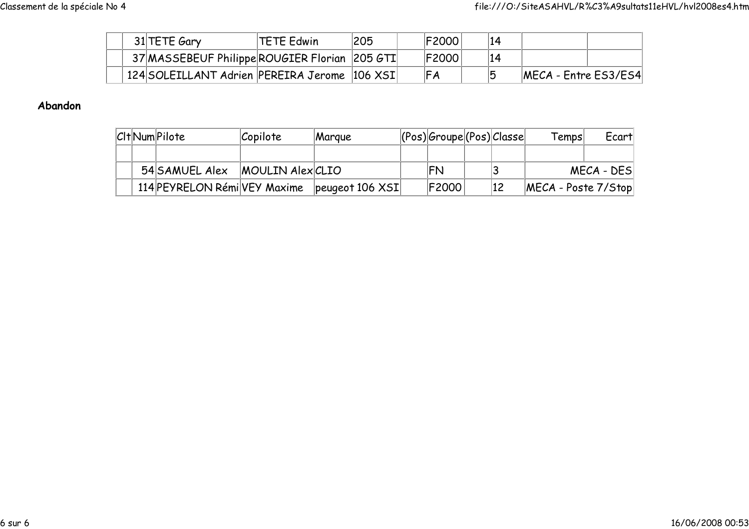| | | | | | | | | | | |
|---|---|---|---|---|---|---|---|---|---|---|
| | 31 | TETE Gary | TETE Edwin | 205 | | F2000 | | 14 | | |
| | 37 | MASSEBEUF Philippe | ROUGIER Florian | 205 GTI | | F2000 | | 14 | | |
| | 124 | SOLEILLANT Adrien | PEREIRA Jerome | 106 XSI | | FA | | 5 | MECA - Entre ES3/ES4 | |

**Abandon**

| Clt | Num | Pilote | Copilote | Marque | (Pos) | Groupe | (Pos) | Classe | Temps | Ecart |
|---|---|---|---|---|---|---|---|---|---|---|
| | | | | | | | | | | |
| | 54 | SAMUEL Alex | MOULIN Alex | CLIO | | FN | | 3 | MECA - DES | |
| | 114 | PEYRELON Rémi | VEY Maxime | peugeot 106 XSI | | F2000 | | 12 | MECA - Poste 7/Stop | |